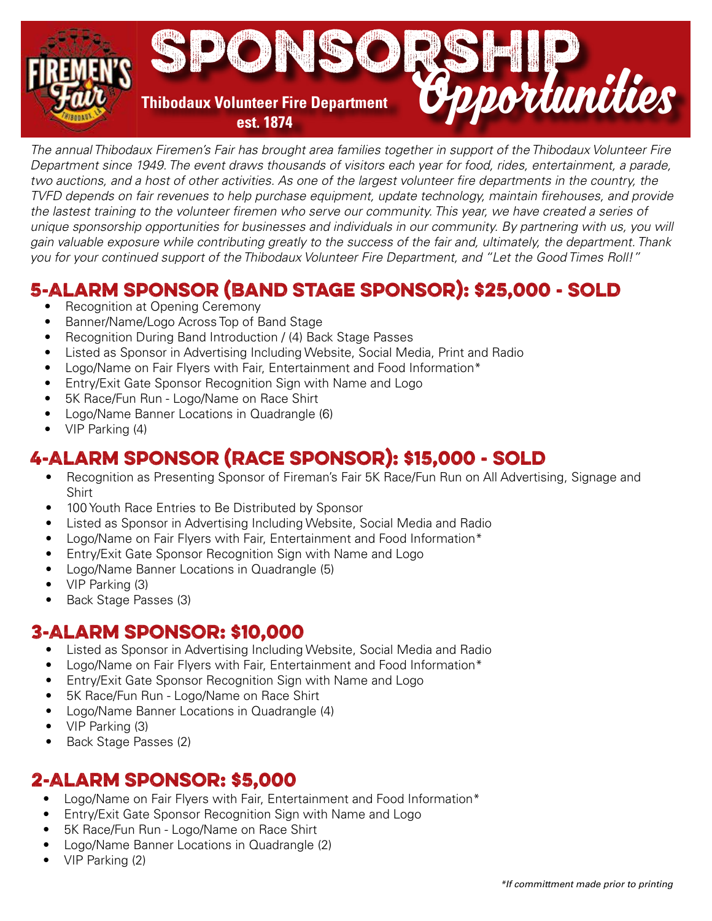# SPONSORSHIP *Opportunities*

**Thibodaux Volunteer Fire Department**
**est. 1874**

*The annual Thibodaux Firemen's Fair has brought area families together in support of the Thibodaux Volunteer Fire Department since 1949. The event draws thousands of visitors each year for food, rides, entertainment, a parade, two auctions, and a host of other activities. As one of the largest volunteer fire departments in the country, the TVFD depends on fair revenues to help purchase equipment, update technology, maintain firehouses, and provide the lastest training to the volunteer firemen who serve our community. This year, we have created a series of unique sponsorship opportunities for businesses and individuals in our community. By partnering with us, you will gain valuable exposure while contributing greatly to the success of the fair and, ultimately, the department. Thank you for your continued support of the Thibodaux Volunteer Fire Department, and "Let the Good Times Roll!"*

## 5-ALARM SPONSOR (BAND STAGE SPONSOR): $25,000 - SOLD

- Recognition at Opening Ceremony
- Banner/Name/Logo Across Top of Band Stage
- Recognition During Band Introduction / (4) Back Stage Passes
- Listed as Sponsor in Advertising Including Website, Social Media, Print and Radio
- Logo/Name on Fair Flyers with Fair, Entertainment and Food Information*
- Entry/Exit Gate Sponsor Recognition Sign with Name and Logo
- 5K Race/Fun Run - Logo/Name on Race Shirt
- Logo/Name Banner Locations in Quadrangle (6)
- VIP Parking (4)

## 4-ALARM SPONSOR (RACE SPONSOR): $15,000 - SOLD

- Recognition as Presenting Sponsor of Fireman's Fair 5K Race/Fun Run on All Advertising, Signage and Shirt
- 100 Youth Race Entries to Be Distributed by Sponsor
- Listed as Sponsor in Advertising Including Website, Social Media and Radio
- Logo/Name on Fair Flyers with Fair, Entertainment and Food Information*
- Entry/Exit Gate Sponsor Recognition Sign with Name and Logo
- Logo/Name Banner Locations in Quadrangle (5)
- VIP Parking (3)
- Back Stage Passes (3)

## 3-ALARM SPONSOR: $10,000

- Listed as Sponsor in Advertising Including Website, Social Media and Radio
- Logo/Name on Fair Flyers with Fair, Entertainment and Food Information*
- Entry/Exit Gate Sponsor Recognition Sign with Name and Logo
- 5K Race/Fun Run - Logo/Name on Race Shirt
- Logo/Name Banner Locations in Quadrangle (4)
- VIP Parking (3)
- Back Stage Passes (2)

## 2-ALARM SPONSOR: $5,000

- Logo/Name on Fair Flyers with Fair, Entertainment and Food Information*
- Entry/Exit Gate Sponsor Recognition Sign with Name and Logo
- 5K Race/Fun Run - Logo/Name on Race Shirt
- Logo/Name Banner Locations in Quadrangle (2)
- VIP Parking (2)

*\*If committment made prior to printing*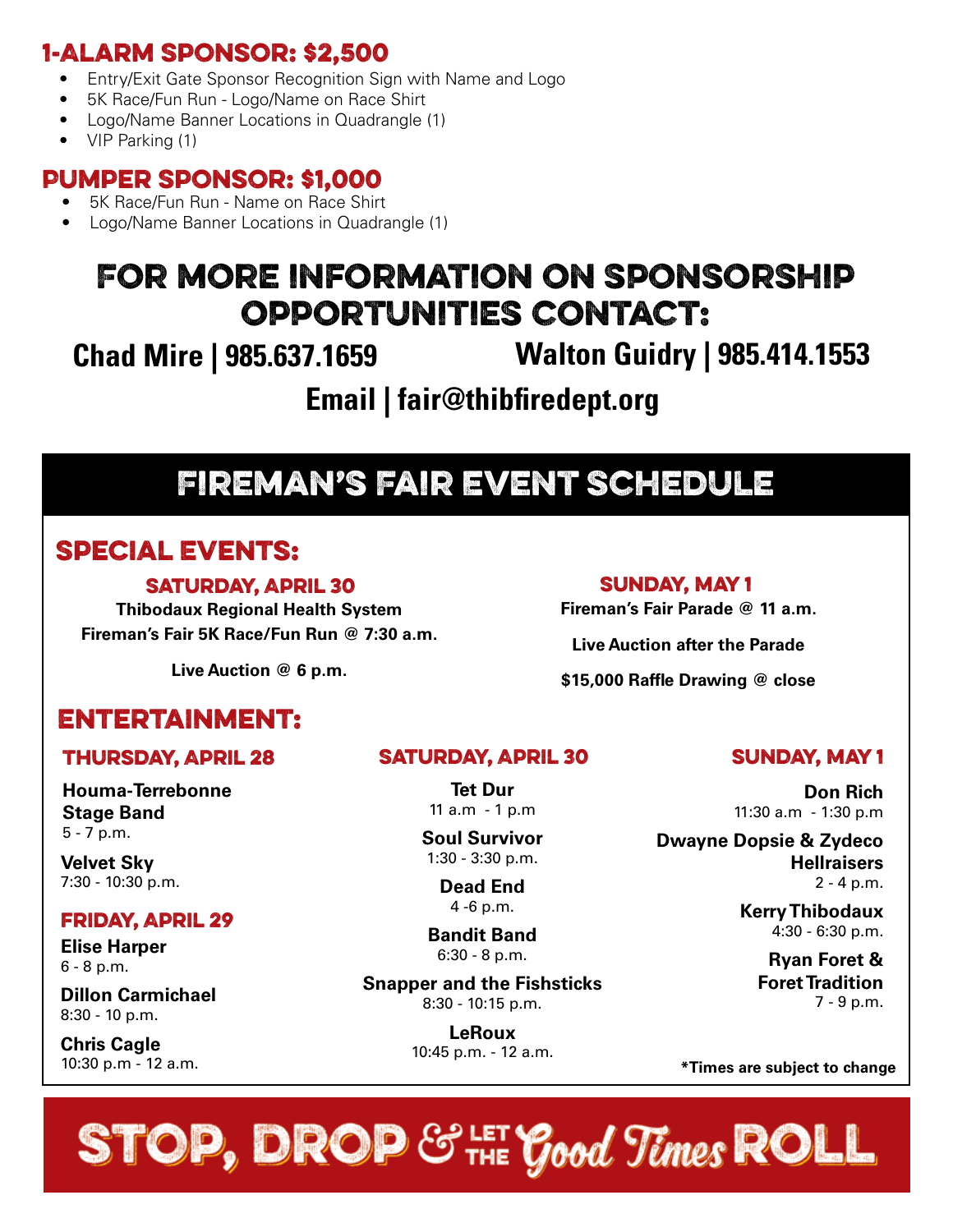## 1-ALARM SPONSOR: $2,500

- Entry/Exit Gate Sponsor Recognition Sign with Name and Logo
- 5K Race/Fun Run - Logo/Name on Race Shirt
- Logo/Name Banner Locations in Quadrangle (1)
- VIP Parking (1)

## PUMPER SPONSOR: $1,000

- 5K Race/Fun Run - Name on Race Shirt
- Logo/Name Banner Locations in Quadrangle (1)

# FOR MORE INFORMATION ON SPONSORSHIP OPPORTUNITIES CONTACT:

**Chad Mire | 985.637.1659** **Walton Guidry | 985.414.1553**

**Email | fair@thibfiredept.org**

# FIREMAN'S FAIR EVENT SCHEDULE

## SPECIAL EVENTS:

### SATURDAY, APRIL 30

**Thibodaux Regional Health System**
**Fireman's Fair 5K Race/Fun Run @ 7:30 a.m.**

**Live Auction @ 6 p.m.**

### SUNDAY, MAY 1

**Fireman's Fair Parade @ 11 a.m.**

**Live Auction after the Parade**

**$15,000 Raffle Drawing @ close**

## ENTERTAINMENT:

### THURSDAY, APRIL 28

**Houma-Terrebonne Stage Band**
5 - 7 p.m.

**Velvet Sky**
7:30 - 10:30 p.m.

### FRIDAY, APRIL 29

**Elise Harper**
6 - 8 p.m.

**Dillon Carmichael**
8:30 - 10 p.m.

**Chris Cagle**
10:30 p.m - 12 a.m.

### SATURDAY, APRIL 30

**Tet Dur**
11 a.m - 1 p.m

**Soul Survivor**
1:30 - 3:30 p.m.

**Dead End**
4 -6 p.m.

**Bandit Band**
6:30 - 8 p.m.

**Snapper and the Fishsticks**
8:30 - 10:15 p.m.

**LeRoux**
10:45 p.m. - 12 a.m.

### SUNDAY, MAY 1

**Don Rich**
11:30 a.m - 1:30 p.m

**Dwayne Dopsie & Zydeco Hellraisers**
2 - 4 p.m.

**Kerry Thibodaux**
4:30 - 6:30 p.m.

**Ryan Foret & Foret Tradition**
7 - 9 p.m.

***Times are subject to change**

# STOP, DROP & LET THE Good Times ROLL